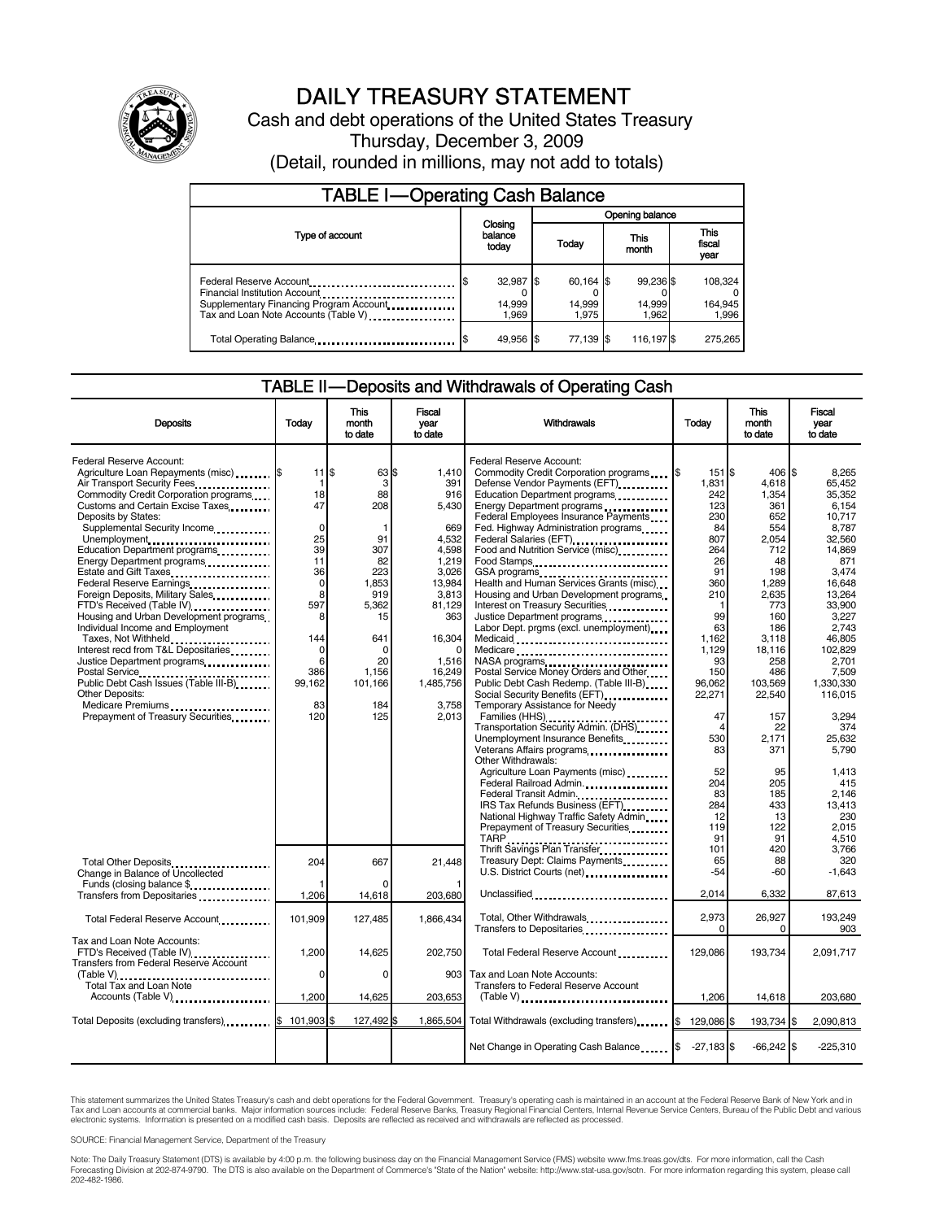# DAILY TREASURY STATEMENT

Cash and debt operations of the United States Treasury

Thursday, December 3, 2009

(Detail, rounded in millions, may not add to totals)

## TABLE I—Operating Cash Balance

| Type of account | Closing balance today | Opening balance Today | Opening balance This month | Opening balance This fiscal year |
|---|---|---|---|---|
| Federal Reserve Account | $ 32,987 | $ 60,164 | $ 99,236 | $ 108,324 |
| Financial Institution Account | 0 | 0 | 0 | 0 |
| Supplementary Financing Program Account | 14,999 | 14,999 | 14,999 | 164,945 |
| Tax and Loan Note Accounts (Table V) | 1,969 | 1,975 | 1,962 | 1,996 |
| Total Operating Balance | $ 49,956 | $ 77,139 | $ 116,197 | $ 275,265 |

## TABLE II—Deposits and Withdrawals of Operating Cash

| Deposits | Today | This month to date | Fiscal year to date |
|---|---|---|---|
| Federal Reserve Account: | | | |
| Agriculture Loan Repayments (misc) | $ 11 | $ 63 | $ 1,410 |
| Air Transport Security Fees | 1 | 3 | 391 |
| Commodity Credit Corporation programs | 18 | 88 | 916 |
| Customs and Certain Excise Taxes | 47 | 208 | 5,430 |
| Deposits by States: | | | |
| Supplemental Security Income | 0 | 1 | 669 |
| Unemployment | 25 | 91 | 4,532 |
| Education Department programs | 39 | 307 | 4,598 |
| Energy Department programs | 11 | 82 | 1,219 |
| Estate and Gift Taxes | 36 | 223 | 3,026 |
| Federal Reserve Earnings | 0 | 1,853 | 13,984 |
| Foreign Deposits, Military Sales | 8 | 919 | 3,813 |
| FTD's Received (Table IV) | 597 | 5,362 | 81,129 |
| Housing and Urban Development programs | 8 | 15 | 363 |
| Individual Income and Employment Taxes, Not Withheld | 144 | 641 | 16,304 |
| Interest recd from T&L Depositaries | 0 | 0 | 0 |
| Justice Department programs | 6 | 20 | 1,516 |
| Postal Service | 386 | 1,156 | 16,249 |
| Public Debt Cash Issues (Table III-B) | 99,162 | 101,166 | 1,485,756 |
| Other Deposits: | | | |
| Medicare Premiums | 83 | 184 | 3,758 |
| Prepayment of Treasury Securities | 120 | 125 | 2,013 |
| Total Other Deposits | 204 | 667 | 21,448 |
| Change in Balance of Uncollected Funds (closing balance $) | 1 | 0 | 1 |
| Transfers from Depositaries | 1,206 | 14,618 | 203,680 |
| Total Federal Reserve Account | 101,909 | 127,485 | 1,866,434 |
| Tax and Loan Note Accounts: | | | |
| FTD's Received (Table IV) | 1,200 | 14,625 | 202,750 |
| Transfers from Federal Reserve Account (Table V) | 0 | 0 | 903 |
| Total Tax and Loan Note Accounts (Table V) | 1,200 | 14,625 | 203,653 |
| Total Deposits (excluding transfers) | $ 101,903 | $ 127,492 | $ 1,865,504 |

| Withdrawals | Today | This month to date | Fiscal year to date |
|---|---|---|---|
| Federal Reserve Account: | | | |
| Commodity Credit Corporation programs | $ 151 | $ 406 | $ 8,265 |
| Defense Vendor Payments (EFT) | 1,831 | 4,618 | 65,452 |
| Education Department programs | 242 | 1,354 | 35,352 |
| Energy Department programs | 123 | 361 | 6,154 |
| Federal Employees Insurance Payments | 230 | 652 | 10,717 |
| Fed. Highway Administration programs | 84 | 554 | 8,787 |
| Federal Salaries (EFT) | 807 | 2,054 | 32,560 |
| Food and Nutrition Service (misc) | 264 | 712 | 14,869 |
| Food Stamps | 26 | 48 | 871 |
| GSA programs | 91 | 198 | 3,474 |
| Health and Human Services Grants (misc) | 360 | 1,289 | 16,648 |
| Housing and Urban Development programs | 210 | 2,635 | 13,264 |
| Interest on Treasury Securities | 1 | 773 | 33,900 |
| Justice Department programs | 99 | 160 | 3,227 |
| Labor Dept. prgms (excl. unemployment) | 63 | 186 | 2,743 |
| Medicaid | 1,162 | 3,118 | 46,805 |
| Medicare | 1,129 | 18,116 | 102,829 |
| NASA programs | 93 | 258 | 2,701 |
| Postal Service Money Orders and Other | 150 | 486 | 7,509 |
| Public Debt Cash Redemp. (Table III-B) | 96,062 | 103,569 | 1,330,330 |
| Social Security Benefits (EFT) | 22,271 | 22,540 | 116,015 |
| Temporary Assistance for Needy Families (HHS) | 47 | 157 | 3,294 |
| Transportation Security Admin. (DHS) | 4 | 22 | 374 |
| Unemployment Insurance Benefits | 530 | 2,171 | 25,632 |
| Veterans Affairs programs | 83 | 371 | 5,790 |
| Other Withdrawals: | | | |
| Agriculture Loan Payments (misc) | 52 | 95 | 1,413 |
| Federal Railroad Admin. | 204 | 205 | 415 |
| Federal Transit Admin. | 83 | 185 | 2,146 |
| IRS Tax Refunds Business (EFT) | 284 | 433 | 13,413 |
| National Highway Traffic Safety Admin | 12 | 13 | 230 |
| Prepayment of Treasury Securities | 119 | 122 | 2,015 |
| TARP | 91 | 91 | 4,510 |
| Thrift Savings Plan Transfer | 101 | 420 | 3,766 |
| Treasury Dept: Claims Payments | 65 | 88 | 320 |
| U.S. District Courts (net) | -54 | -60 | -1,643 |
| Unclassified | 2,014 | 6,332 | 87,613 |
| Total, Other Withdrawals | 2,973 | 26,927 | 193,249 |
| Transfers to Depositaries | 0 | 0 | 903 |
| Total Federal Reserve Account | 129,086 | 193,734 | 2,091,717 |
| Tax and Loan Note Accounts: | | | |
| Transfers to Federal Reserve Account (Table V) | 1,206 | 14,618 | 203,680 |
| Total Withdrawals (excluding transfers) | $ 129,086 | $ 193,734 | $ 2,090,813 |
| Net Change in Operating Cash Balance | $ -27,183 | $ -66,242 | $ -225,310 |

This statement summarizes the United States Treasury's cash and debt operations for the Federal Government. Treasury's operating cash is maintained in an account at the Federal Reserve Bank of New York and in Tax and Loan accounts at commercial banks. Major information sources include: Federal Reserve Banks, Treasury Regional Financial Centers, Internal Revenue Service Centers, Bureau of the Public Debt and various electronic systems. Information is presented on a modified cash basis. Deposits are reflected as received and withdrawals are reflected as processed.

SOURCE: Financial Management Service, Department of the Treasury

Note: The Daily Treasury Statement (DTS) is available by 4:00 p.m. the following business day on the Financial Management Service (FMS) website www.fms.treas.gov/dts. For more information, call the Cash Forecasting Division at 202-874-9790. The DTS is also available on the Department of Commerce's "State of the Nation" website: http://www.stat-usa.gov/sotn. For more information regarding this system, please call 202-482-1986.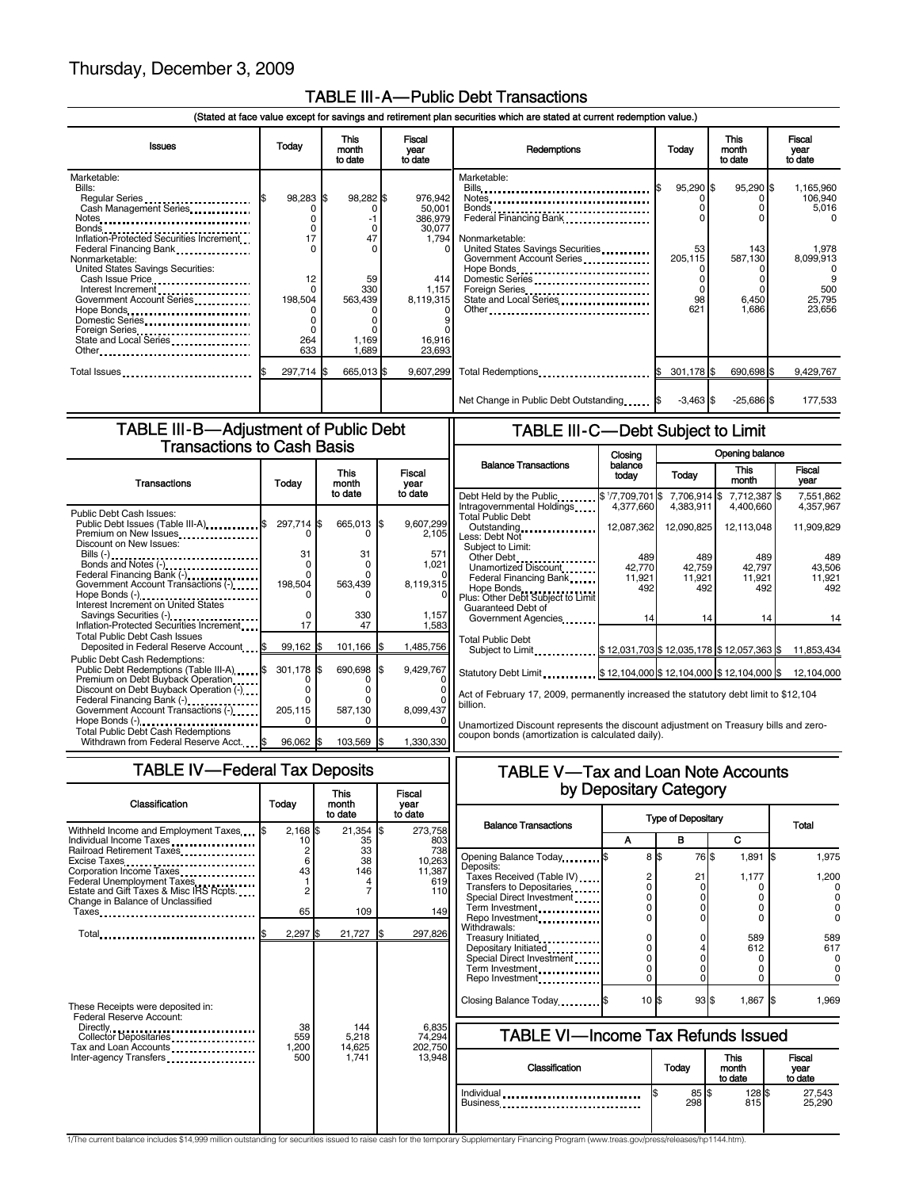Thursday, December 3, 2009

## TABLE III-A—Public Debt Transactions

(Stated at face value except for savings and retirement plan securities which are stated at current redemption value.)

| Issues | Today | This month to date | Fiscal year to date |
|---|---|---|---|
| Marketable: | | | |
| Bills: | | | |
| Regular Series | $ 98,283 | $ 98,282 | $ 976,942 |
| Cash Management Series | 0 | 0 | 50,001 |
| Notes | 0 | -1 | 386,979 |
| Bonds | 0 | 0 | 30,077 |
| Inflation-Protected Securities Increment | 17 | 47 | 1,794 |
| Federal Financing Bank | 0 | 0 | 0 |
| Nonmarketable: | | | |
| United States Savings Securities: | | | |
| Cash Issue Price | 12 | 59 | 414 |
| Interest Increment | 0 | 330 | 1,157 |
| Government Account Series | 198,504 | 563,439 | 8,119,315 |
| Hope Bonds | 0 | 0 | 0 |
| Domestic Series | 0 | 0 | 9 |
| Foreign Series | 0 | 0 | 0 |
| State and Local Series | 264 | 1,169 | 16,916 |
| Other | 633 | 1,689 | 23,693 |
| Total Issues | $ 297,714 | $ 665,013 | $ 9,607,299 |

| Redemptions | Today | This month to date | Fiscal year to date |
|---|---|---|---|
| Marketable: | | | |
| Bills | $ 95,290 | $ 95,290 | $ 1,165,960 |
| Notes | 0 | 0 | 106,940 |
| Bonds | 0 | 0 | 5,016 |
| Federal Financing Bank | 0 | 0 | 0 |
| Nonmarketable: | | | |
| United States Savings Securities | 53 | 143 | 1,978 |
| Government Account Series | 205,115 | 587,130 | 8,099,913 |
| Hope Bonds | 0 | 0 | 0 |
| Domestic Series | 0 | 0 | 9 |
| Foreign Series | 0 | 0 | 500 |
| State and Local Series | 98 | 6,450 | 25,795 |
| Other | 621 | 1,686 | 23,656 |
| Total Redemptions | $ 301,178 | $ 690,698 | $ 9,429,767 |
| Net Change in Public Debt Outstanding | $ -3,463 | $ -25,686 | $ 177,533 |

## TABLE III-B—Adjustment of Public Debt Transactions to Cash Basis

| Transactions | Today | This month to date | Fiscal year to date |
|---|---|---|---|
| Public Debt Cash Issues: | | | |
| Public Debt Issues (Table III-A) | $ 297,714 | $ 665,013 | $ 9,607,299 |
| Premium on New Issues | 0 | 0 | 2,105 |
| Discount on New Issues: | | | |
| Bills (-) | 31 | 31 | 571 |
| Bonds and Notes (-) | 0 | 0 | 1,021 |
| Federal Financing Bank (-) | 0 | 0 | 0 |
| Government Account Transactions (-) | 198,504 | 563,439 | 8,119,315 |
| Hope Bonds (-) | 0 | 0 | 0 |
| Interest Increment on United States Savings Securities (-) | 0 | 330 | 1,157 |
| Inflation-Protected Securities Increment | 17 | 47 | 1,583 |
| Total Public Debt Cash Issues Deposited in Federal Reserve Account | $ 99,162 | $ 101,166 | $ 1,485,756 |
| Public Debt Cash Redemptions: | | | |
| Public Debt Redemptions (Table III-A) | $ 301,178 | $ 690,698 | $ 9,429,767 |
| Premium on Debt Buyback Operation | 0 | 0 | 0 |
| Discount on Debt Buyback Operation (-) | 0 | 0 | 0 |
| Federal Financing Bank (-) | 0 | 0 | 0 |
| Government Account Transactions (-) | 205,115 | 587,130 | 8,099,437 |
| Hope Bonds (-) | 0 | 0 | 0 |
| Total Public Debt Cash Redemptions Withdrawn from Federal Reserve Acct. | $ 96,062 | $ 103,569 | $ 1,330,330 |

## TABLE III-C—Debt Subject to Limit

| Balance Transactions | Closing balance today | Opening balance | | |
|---|---|---|---|---|
| | | Today | This month | Fiscal year |
| Debt Held by the Public | $ [1]7,709,701 | $ 7,706,914 | $ 7,712,387 | $ 7,551,862 |
| Intragovernmental Holdings | 4,377,660 | 4,383,911 | 4,400,660 | 4,357,967 |
| Total Public Debt Outstanding | 12,087,362 | 12,090,825 | 12,113,048 | 11,909,829 |
| Less: Debt Not Subject to Limit: | | | | |
| Other Debt | 489 | 489 | 489 | 489 |
| Unamortized Discount | 42,770 | 42,759 | 42,797 | 43,506 |
| Federal Financing Bank | 11,921 | 11,921 | 11,921 | 11,921 |
| Hope Bonds | 492 | 492 | 492 | 492 |
| Plus: Other Debt Subject to Limit | | | | |
| Guaranteed Debt of Government Agencies | 14 | 14 | 14 | 14 |
| Total Public Debt Subject to Limit | $ 12,031,703 | $ 12,035,178 | $ 12,057,363 | $ 11,853,434 |
| Statutory Debt Limit | $ 12,104,000 | $ 12,104,000 | $ 12,104,000 | $ 12,104,000 |

Act of February 17, 2009, permanently increased the statutory debt limit to $12,104 billion.

Unamortized Discount represents the discount adjustment on Treasury bills and zero-coupon bonds (amortization is calculated daily).

## TABLE IV—Federal Tax Deposits

| Classification | Today | This month to date | Fiscal year to date |
|---|---|---|---|
| Withheld Income and Employment Taxes | $ 2,168 | $ 21,354 | $ 273,758 |
| Individual Income Taxes | 10 | 35 | 803 |
| Railroad Retirement Taxes | 2 | 33 | 738 |
| Excise Taxes | 6 | 38 | 10,263 |
| Corporation Income Taxes | 43 | 146 | 11,387 |
| Federal Unemployment Taxes | 1 | 4 | 619 |
| Estate and Gift Taxes & Misc IRS Rcpts. | 2 | 7 | 110 |
| Change in Balance of Unclassified Taxes | 65 | 109 | 149 |
| Total | $ 2,297 | $ 21,727 | $ 297,826 |
| These Receipts were deposited in: | | | |
| Federal Reserve Account: | | | |
| Directly | 38 | 144 | 6,835 |
| Collector Depositaries | 559 | 5,218 | 74,294 |
| Tax and Loan Accounts | 1,200 | 14,625 | 202,750 |
| Inter-agency Transfers | 500 | 1,741 | 13,948 |

## TABLE V—Tax and Loan Note Accounts by Depositary Category

| Balance Transactions | Type of Depositary | | | Total |
|---|---|---|---|---|
| | A | B | C | |
| Opening Balance Today | $ 8 | $ 76 | $ 1,891 | $ 1,975 |
| Deposits: | | | | |
| Taxes Received (Table IV) | 2 | 21 | 1,177 | 1,200 |
| Transfers to Depositaries | 0 | 0 | 0 | 0 |
| Special Direct Investment | 0 | 0 | 0 | 0 |
| Term Investment | 0 | 0 | 0 | 0 |
| Repo Investment | 0 | 0 | 0 | 0 |
| Withdrawals: | | | | |
| Treasury Initiated | 0 | 0 | 589 | 589 |
| Depositary Initiated | 0 | 4 | 612 | 617 |
| Special Direct Investment | 0 | 0 | 0 | 0 |
| Term Investment | 0 | 0 | 0 | 0 |
| Repo Investment | 0 | 0 | 0 | 0 |
| Closing Balance Today | $ 10 | $ 93 | $ 1,867 | $ 1,969 |

## TABLE VI—Income Tax Refunds Issued

| Classification | Today | This month to date | Fiscal year to date |
|---|---|---|---|
| Individual | $ 85 | $ 128 | $ 27,543 |
| Business | 298 | 815 | 25,290 |

1/The current balance includes $14,999 million outstanding for securities issued to raise cash for the temporary Supplementary Financing Program (www.treas.gov/press/releases/hp1144.htm).